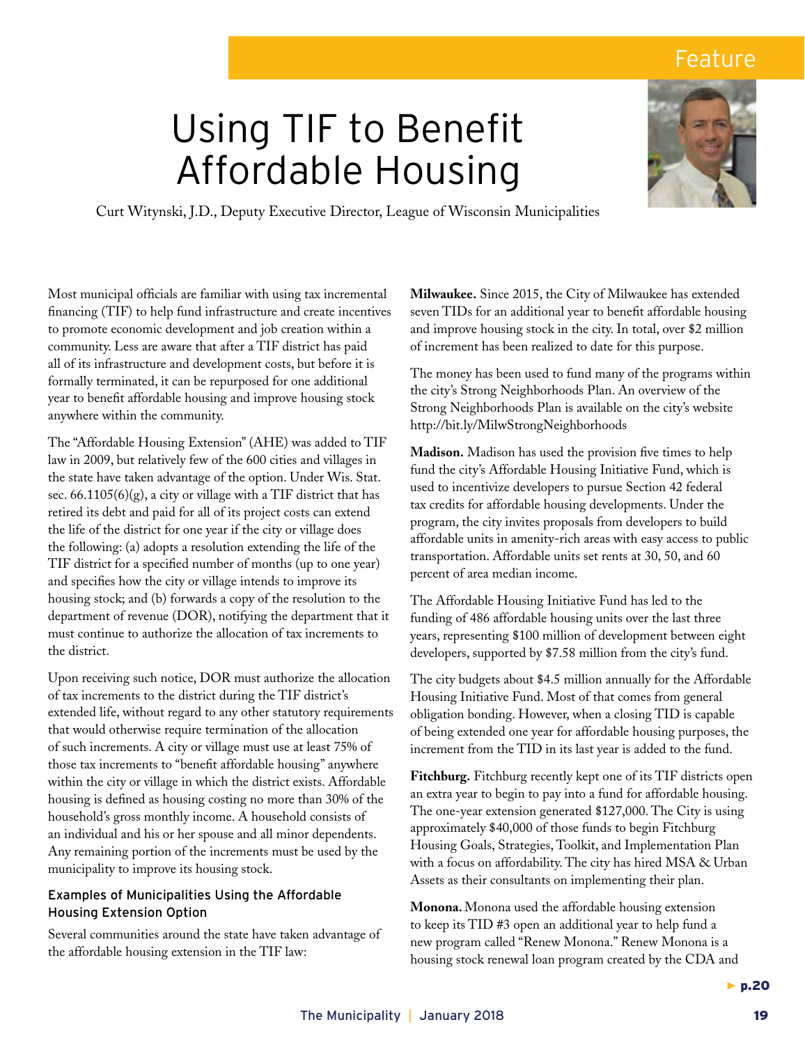Feature

# Using TIF to Benefit Affordable Housing

Curt Witynski, J.D., Deputy Executive Director, League of Wisconsin Municipalities

Most municipal officials are familiar with using tax incremental financing (TIF) to help fund infrastructure and create incentives to promote economic development and job creation within a community. Less are aware that after a TIF district has paid all of its infrastructure and development costs, but before it is formally terminated, it can be repurposed for one additional year to benefit affordable housing and improve housing stock anywhere within the community.

The "Affordable Housing Extension" (AHE) was added to TIF law in 2009, but relatively few of the 600 cities and villages in the state have taken advantage of the option. Under Wis. Stat. sec. 66.1105(6)(g), a city or village with a TIF district that has retired its debt and paid for all of its project costs can extend the life of the district for one year if the city or village does the following: (a) adopts a resolution extending the life of the TIF district for a specified number of months (up to one year) and specifies how the city or village intends to improve its housing stock; and (b) forwards a copy of the resolution to the department of revenue (DOR), notifying the department that it must continue to authorize the allocation of tax increments to the district.

Upon receiving such notice, DOR must authorize the allocation of tax increments to the district during the TIF district's extended life, without regard to any other statutory requirements that would otherwise require termination of the allocation of such increments. A city or village must use at least 75% of those tax increments to "benefit affordable housing" anywhere within the city or village in which the district exists. Affordable housing is defined as housing costing no more than 30% of the household's gross monthly income. A household consists of an individual and his or her spouse and all minor dependents. Any remaining portion of the increments must be used by the municipality to improve its housing stock.

### Examples of Municipalities Using the Affordable Housing Extension Option

Several communities around the state have taken advantage of the affordable housing extension in the TIF law:

**Milwaukee.** Since 2015, the City of Milwaukee has extended seven TIDs for an additional year to benefit affordable housing and improve housing stock in the city. In total, over $2 million of increment has been realized to date for this purpose.

The money has been used to fund many of the programs within the city's Strong Neighborhoods Plan. An overview of the Strong Neighborhoods Plan is available on the city's website http://bit.ly/MilwStrongNeighborhoods

**Madison.** Madison has used the provision five times to help fund the city's Affordable Housing Initiative Fund, which is used to incentivize developers to pursue Section 42 federal tax credits for affordable housing developments. Under the program, the city invites proposals from developers to build affordable units in amenity-rich areas with easy access to public transportation. Affordable units set rents at 30, 50, and 60 percent of area median income.

The Affordable Housing Initiative Fund has led to the funding of 486 affordable housing units over the last three years, representing $100 million of development between eight developers, supported by $7.58 million from the city's fund.

The city budgets about $4.5 million annually for the Affordable Housing Initiative Fund. Most of that comes from general obligation bonding. However, when a closing TID is capable of being extended one year for affordable housing purposes, the increment from the TID in its last year is added to the fund.

**Fitchburg.** Fitchburg recently kept one of its TIF districts open an extra year to begin to pay into a fund for affordable housing. The one-year extension generated $127,000. The City is using approximately $40,000 of those funds to begin Fitchburg Housing Goals, Strategies, Toolkit, and Implementation Plan with a focus on affordability. The city has hired MSA & Urban Assets as their consultants on implementing their plan.

**Monona.** Monona used the affordable housing extension to keep its TID #3 open an additional year to help fund a new program called "Renew Monona." Renew Monona is a housing stock renewal loan program created by the CDA and

► p.20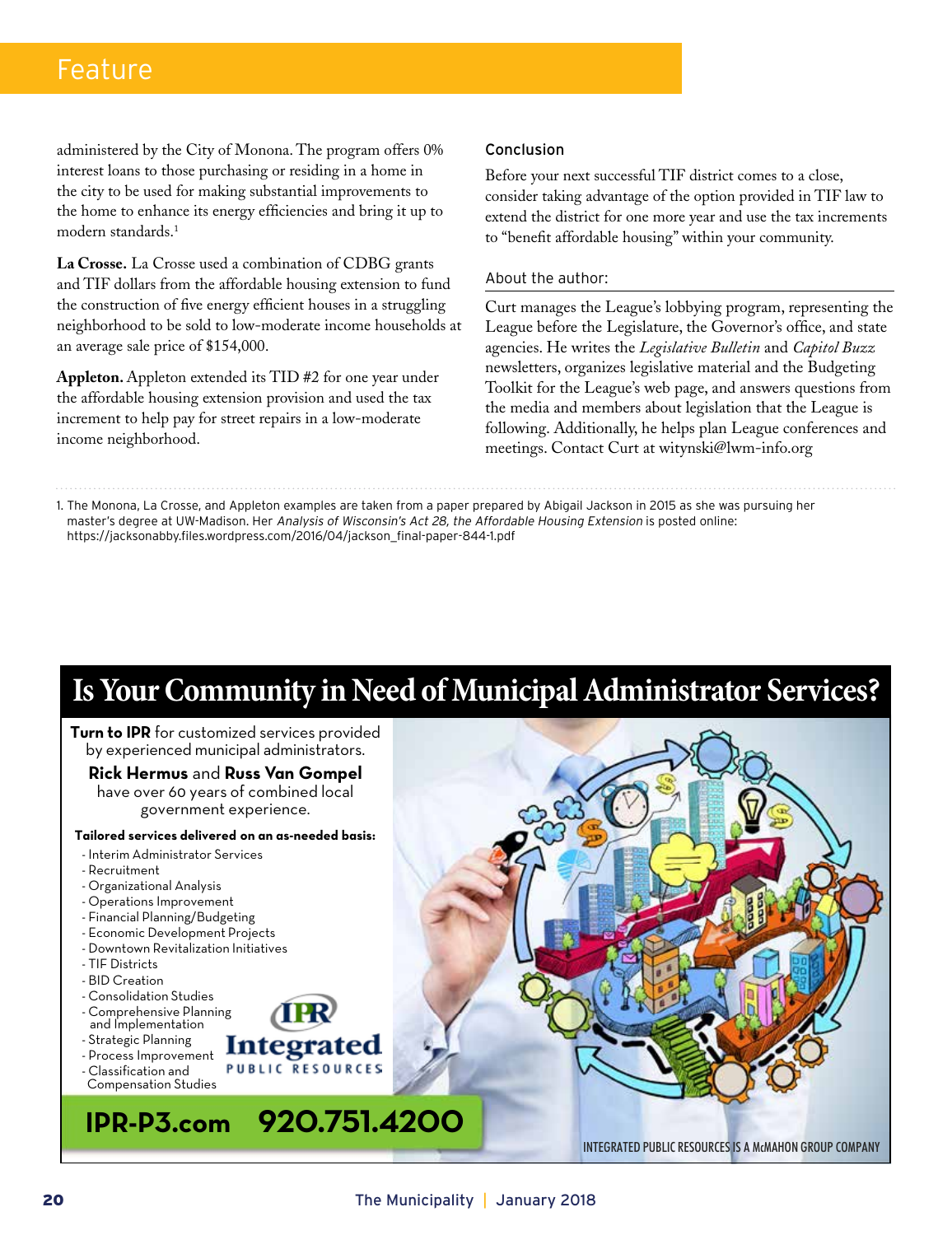administered by the City of Monona. The program offers 0% interest loans to those purchasing or residing in a home in the city to be used for making substantial improvements to the home to enhance its energy efficiencies and bring it up to modern standards.[1]

**La Crosse.** La Crosse used a combination of CDBG grants and TIF dollars from the affordable housing extension to fund the construction of five energy efficient houses in a struggling neighborhood to be sold to low-moderate income households at an average sale price of $154,000.

**Appleton.** Appleton extended its TID #2 for one year under the affordable housing extension provision and used the tax increment to help pay for street repairs in a low-moderate income neighborhood.

### Conclusion

Before your next successful TIF district comes to a close, consider taking advantage of the option provided in TIF law to extend the district for one more year and use the tax increments to "benefit affordable housing" within your community.

### About the author:

Curt manages the League's lobbying program, representing the League before the Legislature, the Governor's office, and state agencies. He writes the *Legislative Bulletin* and *Capitol Buzz* newsletters, organizes legislative material and the Budgeting Toolkit for the League's web page, and answers questions from the media and members about legislation that the League is following. Additionally, he helps plan League conferences and meetings. Contact Curt at witynski@lwm-info.org

1. The Monona, La Crosse, and Appleton examples are taken from a paper prepared by Abigail Jackson in 2015 as she was pursuing her master's degree at UW-Madison. Her *Analysis of Wisconsin's Act 28, the Affordable Housing Extension* is posted online: https://jacksonabby.files.wordpress.com/2016/04/jackson_final-paper-844-1.pdf

## Is Your Community in Need of Municipal Administrator Services?

**Turn to IPR** for customized services provided by experienced municipal administrators.

**Rick Hermus** and **Russ Van Gompel** have over 60 years of combined local government experience.

**Tailored services delivered on an as-needed basis:**

- Interim Administrator Services
- Recruitment
- Organizational Analysis
- Operations Improvement
- Financial Planning/Budgeting
- Economic Development Projects
- Downtown Revitalization Initiatives
- TIF Districts
- BID Creation
- Consolidation Studies
- Comprehensive Planning and Implementation
- Strategic Planning
- Process Improvement
- Classification and Compensation Studies

IPR Integrated PUBLIC RESOURCES

**IPR-P3.com 920.751.4200**

INTEGRATED PUBLIC RESOURCES IS A McMAHON GROUP COMPANY